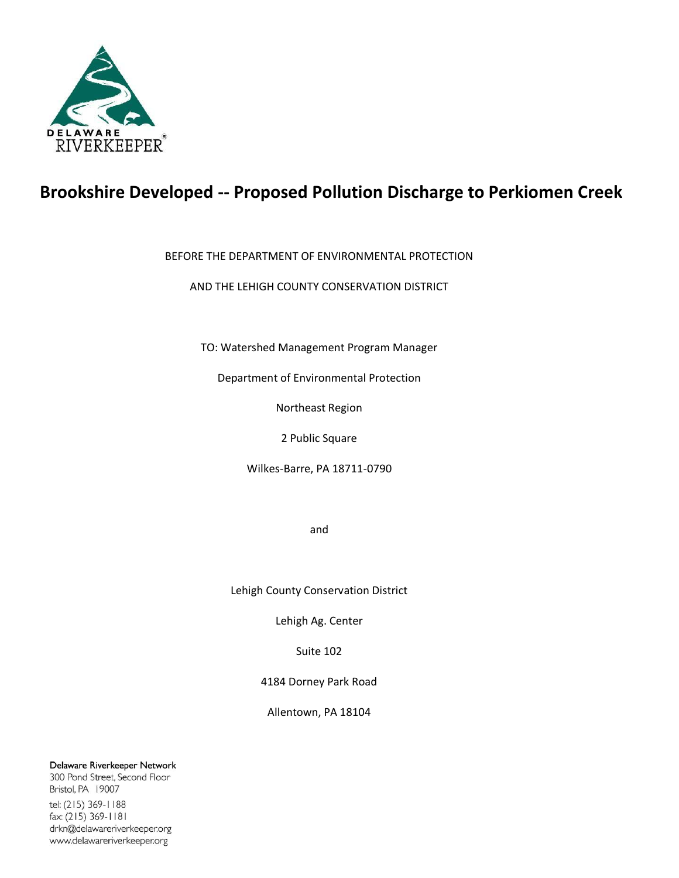DELAWARE RIVERKEEPER®

# Brookshire Developed -- Proposed Pollution Discharge to Perkiomen Creek

BEFORE THE DEPARTMENT OF ENVIRONMENTAL PROTECTION

AND THE LEHIGH COUNTY CONSERVATION DISTRICT

TO: Watershed Management Program Manager

Department of Environmental Protection

Northeast Region

2 Public Square

Wilkes-Barre, PA 18711-0790

and

Lehigh County Conservation District

Lehigh Ag. Center

Suite 102

4184 Dorney Park Road

Allentown, PA 18104

Delaware Riverkeeper Network
300 Pond Street, Second Floor
Bristol, PA 19007
tel: (215) 369-1188
fax: (215) 369-1181
drkn@delawareriverkeeper.org
www.delawareriverkeeper.org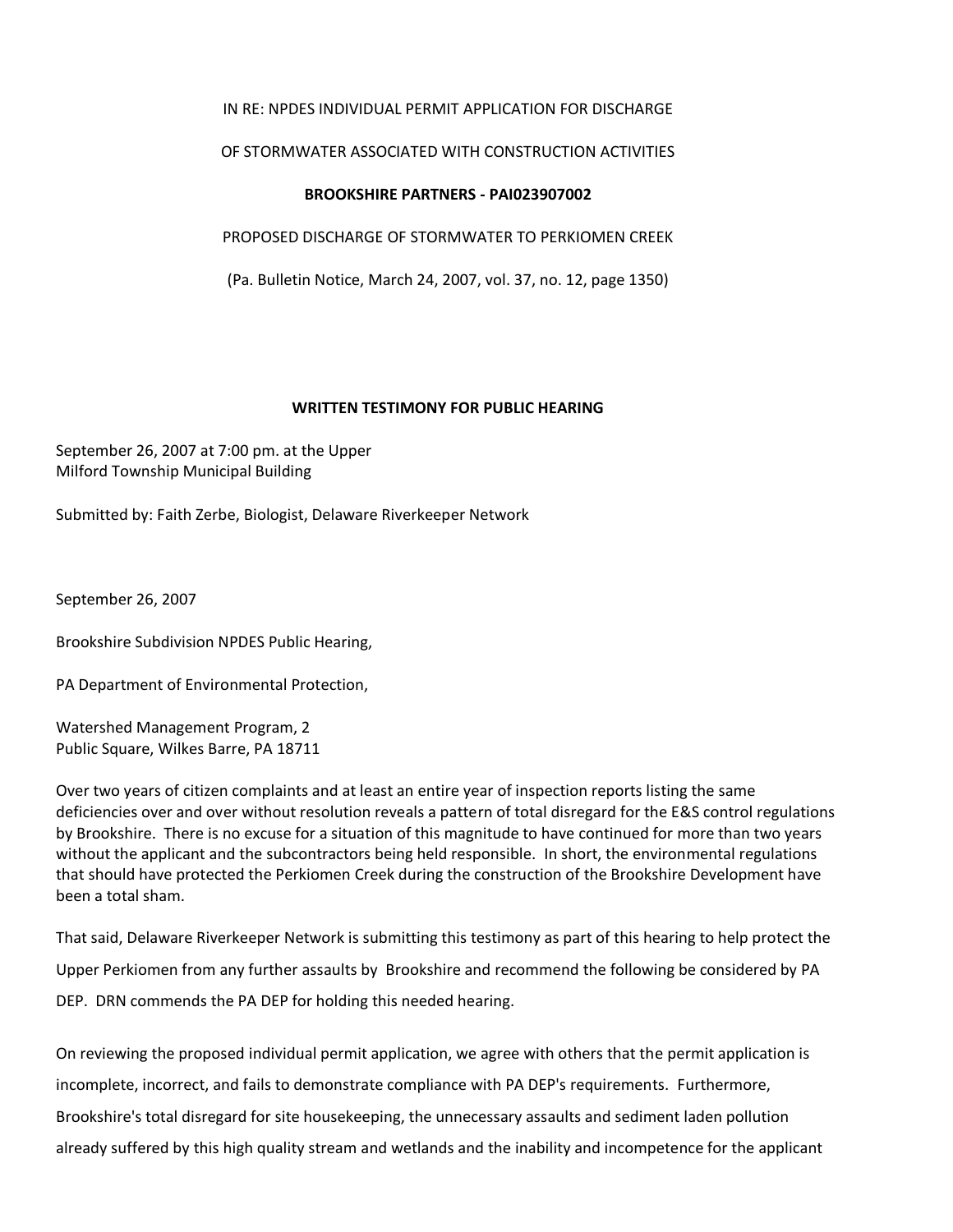IN RE: NPDES INDIVIDUAL PERMIT APPLICATION FOR DISCHARGE

OF STORMWATER ASSOCIATED WITH CONSTRUCTION ACTIVITIES

**BROOKSHIRE PARTNERS - PAI023907002**

PROPOSED DISCHARGE OF STORMWATER TO PERKIOMEN CREEK

(Pa. Bulletin Notice, March 24, 2007, vol. 37, no. 12, page 1350)

**WRITTEN TESTIMONY FOR PUBLIC HEARING**

September 26, 2007 at 7:00 pm. at the Upper Milford Township Municipal Building

Submitted by: Faith Zerbe, Biologist, Delaware Riverkeeper Network

September 26, 2007

Brookshire Subdivision NPDES Public Hearing,

PA Department of Environmental Protection,

Watershed Management Program, 2 Public Square, Wilkes Barre, PA 18711

Over two years of citizen complaints and at least an entire year of inspection reports listing the same deficiencies over and over without resolution reveals a pattern of total disregard for the E&S control regulations by Brookshire. There is no excuse for a situation of this magnitude to have continued for more than two years without the applicant and the subcontractors being held responsible. In short, the environmental regulations that should have protected the Perkiomen Creek during the construction of the Brookshire Development have been a total sham.

That said, Delaware Riverkeeper Network is submitting this testimony as part of this hearing to help protect the Upper Perkiomen from any further assaults by Brookshire and recommend the following be considered by PA DEP. DRN commends the PA DEP for holding this needed hearing.

On reviewing the proposed individual permit application, we agree with others that the permit application is incomplete, incorrect, and fails to demonstrate compliance with PA DEP's requirements. Furthermore, Brookshire's total disregard for site housekeeping, the unnecessary assaults and sediment laden pollution already suffered by this high quality stream and wetlands and the inability and incompetence for the applicant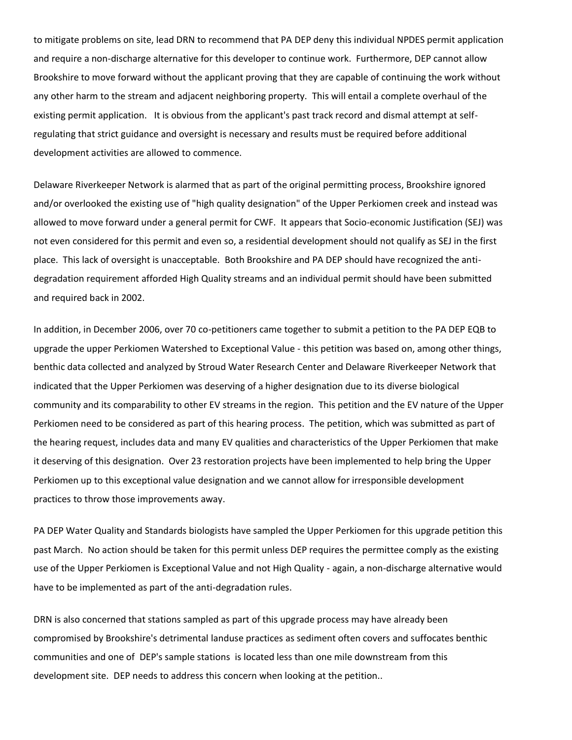to mitigate problems on site, lead DRN to recommend that PA DEP deny this individual NPDES permit application and require a non-discharge alternative for this developer to continue work. Furthermore, DEP cannot allow Brookshire to move forward without the applicant proving that they are capable of continuing the work without any other harm to the stream and adjacent neighboring property. This will entail a complete overhaul of the existing permit application. It is obvious from the applicant's past track record and dismal attempt at self-regulating that strict guidance and oversight is necessary and results must be required before additional development activities are allowed to commence.

Delaware Riverkeeper Network is alarmed that as part of the original permitting process, Brookshire ignored and/or overlooked the existing use of "high quality designation" of the Upper Perkiomen creek and instead was allowed to move forward under a general permit for CWF. It appears that Socio-economic Justification (SEJ) was not even considered for this permit and even so, a residential development should not qualify as SEJ in the first place. This lack of oversight is unacceptable. Both Brookshire and PA DEP should have recognized the anti-degradation requirement afforded High Quality streams and an individual permit should have been submitted and required back in 2002.

In addition, in December 2006, over 70 co-petitioners came together to submit a petition to the PA DEP EQB to upgrade the upper Perkiomen Watershed to Exceptional Value - this petition was based on, among other things, benthic data collected and analyzed by Stroud Water Research Center and Delaware Riverkeeper Network that indicated that the Upper Perkiomen was deserving of a higher designation due to its diverse biological community and its comparability to other EV streams in the region. This petition and the EV nature of the Upper Perkiomen need to be considered as part of this hearing process. The petition, which was submitted as part of the hearing request, includes data and many EV qualities and characteristics of the Upper Perkiomen that make it deserving of this designation. Over 23 restoration projects have been implemented to help bring the Upper Perkiomen up to this exceptional value designation and we cannot allow for irresponsible development practices to throw those improvements away.

PA DEP Water Quality and Standards biologists have sampled the Upper Perkiomen for this upgrade petition this past March. No action should be taken for this permit unless DEP requires the permittee comply as the existing use of the Upper Perkiomen is Exceptional Value and not High Quality - again, a non-discharge alternative would have to be implemented as part of the anti-degradation rules.

DRN is also concerned that stations sampled as part of this upgrade process may have already been compromised by Brookshire's detrimental landuse practices as sediment often covers and suffocates benthic communities and one of DEP's sample stations is located less than one mile downstream from this development site. DEP needs to address this concern when looking at the petition..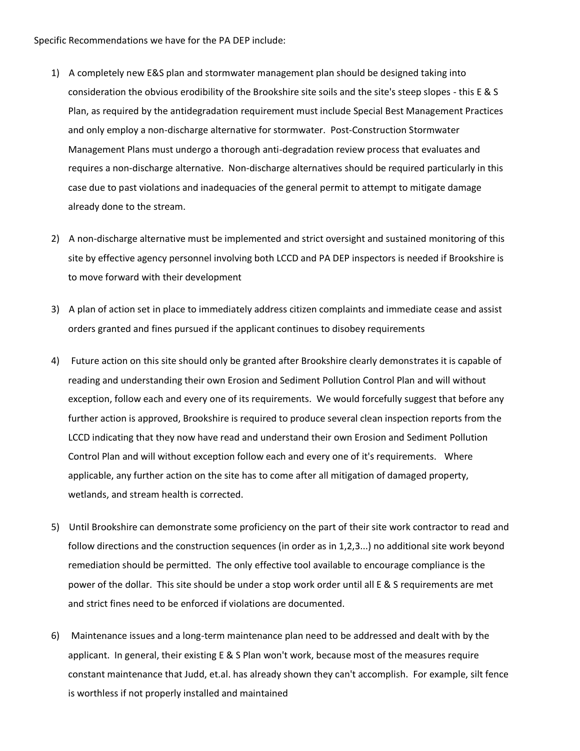Specific Recommendations we have for the PA DEP include:

1) A completely new E&S plan and stormwater management plan should be designed taking into consideration the obvious erodibility of the Brookshire site soils and the site's steep slopes - this E & S Plan, as required by the antidegradation requirement must include Special Best Management Practices and only employ a non-discharge alternative for stormwater. Post-Construction Stormwater Management Plans must undergo a thorough anti-degradation review process that evaluates and requires a non-discharge alternative. Non-discharge alternatives should be required particularly in this case due to past violations and inadequacies of the general permit to attempt to mitigate damage already done to the stream.

2) A non-discharge alternative must be implemented and strict oversight and sustained monitoring of this site by effective agency personnel involving both LCCD and PA DEP inspectors is needed if Brookshire is to move forward with their development

3) A plan of action set in place to immediately address citizen complaints and immediate cease and assist orders granted and fines pursued if the applicant continues to disobey requirements

4) Future action on this site should only be granted after Brookshire clearly demonstrates it is capable of reading and understanding their own Erosion and Sediment Pollution Control Plan and will without exception, follow each and every one of its requirements. We would forcefully suggest that before any further action is approved, Brookshire is required to produce several clean inspection reports from the LCCD indicating that they now have read and understand their own Erosion and Sediment Pollution Control Plan and will without exception follow each and every one of it's requirements. Where applicable, any further action on the site has to come after all mitigation of damaged property, wetlands, and stream health is corrected.

5) Until Brookshire can demonstrate some proficiency on the part of their site work contractor to read and follow directions and the construction sequences (in order as in 1,2,3...) no additional site work beyond remediation should be permitted. The only effective tool available to encourage compliance is the power of the dollar. This site should be under a stop work order until all E & S requirements are met and strict fines need to be enforced if violations are documented.

6) Maintenance issues and a long-term maintenance plan need to be addressed and dealt with by the applicant. In general, their existing E & S Plan won't work, because most of the measures require constant maintenance that Judd, et.al. has already shown they can't accomplish. For example, silt fence is worthless if not properly installed and maintained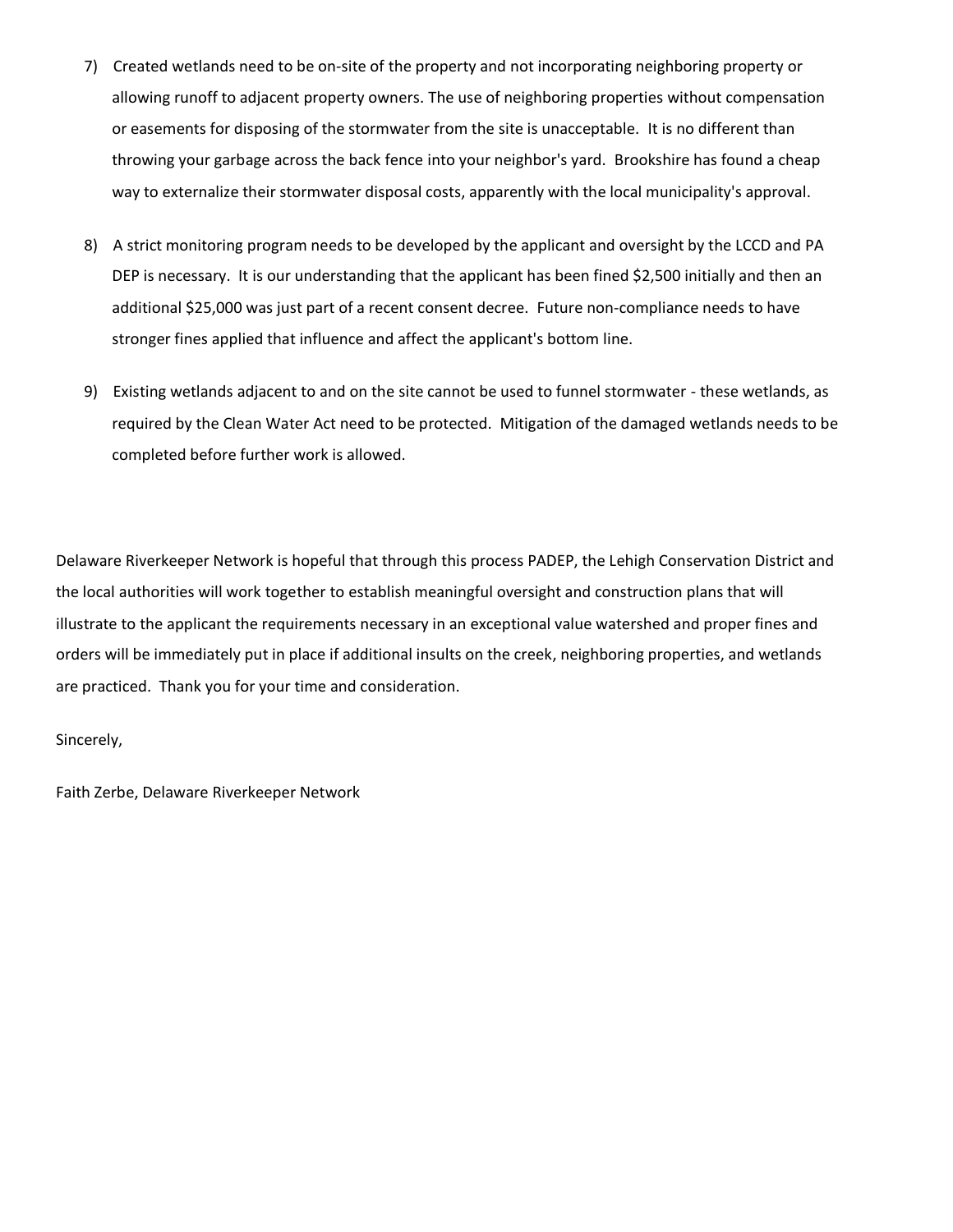7) Created wetlands need to be on-site of the property and not incorporating neighboring property or allowing runoff to adjacent property owners. The use of neighboring properties without compensation or easements for disposing of the stormwater from the site is unacceptable. It is no different than throwing your garbage across the back fence into your neighbor's yard. Brookshire has found a cheap way to externalize their stormwater disposal costs, apparently with the local municipality's approval.

8) A strict monitoring program needs to be developed by the applicant and oversight by the LCCD and PA DEP is necessary. It is our understanding that the applicant has been fined $2,500 initially and then an additional $25,000 was just part of a recent consent decree. Future non-compliance needs to have stronger fines applied that influence and affect the applicant's bottom line.

9) Existing wetlands adjacent to and on the site cannot be used to funnel stormwater - these wetlands, as required by the Clean Water Act need to be protected. Mitigation of the damaged wetlands needs to be completed before further work is allowed.

Delaware Riverkeeper Network is hopeful that through this process PADEP, the Lehigh Conservation District and the local authorities will work together to establish meaningful oversight and construction plans that will illustrate to the applicant the requirements necessary in an exceptional value watershed and proper fines and orders will be immediately put in place if additional insults on the creek, neighboring properties, and wetlands are practiced. Thank you for your time and consideration.

Sincerely,

Faith Zerbe, Delaware Riverkeeper Network